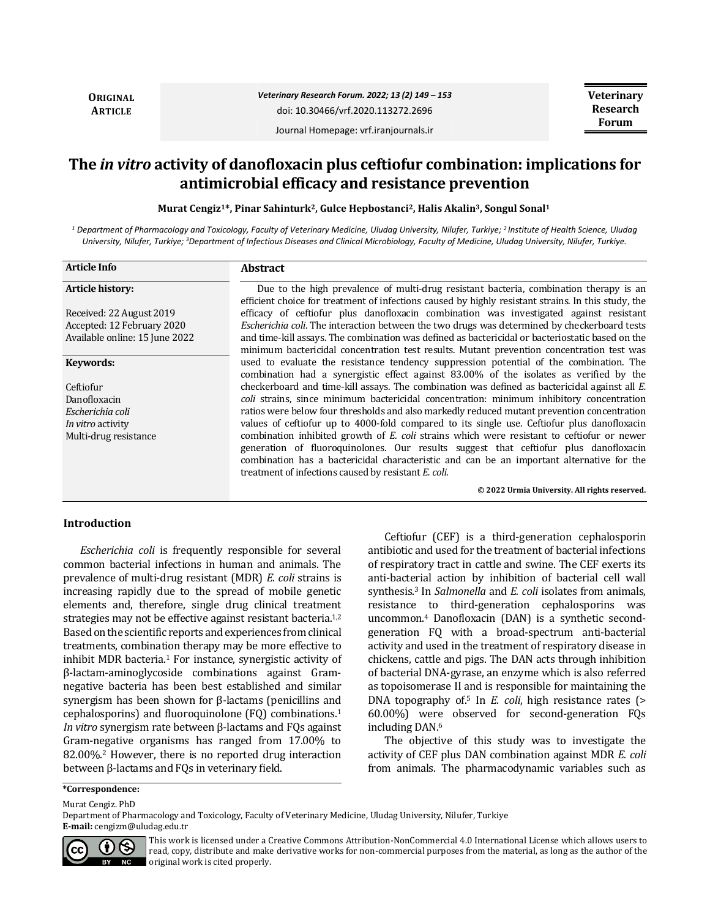**ORIGINAL ARTICLE**

**Veterinary Research Forum**

# The *in vitro* activity of danofloxacin plus ceftiofur combination: implications for antimicrobial efficacy and resistance prevention

**Murat Cengiz[1]*, Pinar Sahinturk[2], Gulce Hepbostanci[2], Halis Akalin[3], Songul Sonal[1]**

[1] Department of Pharmacology and Toxicology, Faculty of Veterinary Medicine, Uludag University, Nilufer, Turkiye; [2] Institute of Health Science, Uludag University, Nilufer, Turkiye; [3]Department of Infectious Diseases and Clinical Microbiology, Faculty of Medicine, Uludag University, Nilufer, Turkiye.

**Article Info**

**Article history:**

Received: 22 August 2019
Accepted: 12 February 2020
Available online: 15 June 2022

**Keywords:**

Ceftiofur
Danofloxacin
*Escherichia coli*
*In vitro* activity
Multi-drug resistance

**Abstract**

Due to the high prevalence of multi-drug resistant bacteria, combination therapy is an efficient choice for treatment of infections caused by highly resistant strains. In this study, the efficacy of ceftiofur plus danofloxacin combination was investigated against resistant *Escherichia coli*. The interaction between the two drugs was determined by checkerboard tests and time-kill assays. The combination was defined as bactericidal or bacteriostatic based on the minimum bactericidal concentration test results. Mutant prevention concentration test was used to evaluate the resistance tendency suppression potential of the combination. The combination had a synergistic effect against 83.00% of the isolates as verified by the checkerboard and time-kill assays. The combination was defined as bactericidal against all *E. coli* strains, since minimum bactericidal concentration: minimum inhibitory concentration ratios were below four thresholds and also markedly reduced mutant prevention concentration values of ceftiofur up to 4000-fold compared to its single use. Ceftiofur plus danofloxacin combination inhibited growth of *E. coli* strains which were resistant to ceftiofur or newer generation of fluoroquinolones. Our results suggest that ceftiofur plus danofloxacin combination has a bactericidal characteristic and can be an important alternative for the treatment of infections caused by resistant *E. coli*.

**© 2022 Urmia University. All rights reserved.**

## Introduction

*Escherichia coli* is frequently responsible for several common bacterial infections in human and animals. The prevalence of multi-drug resistant (MDR) *E. coli* strains is increasing rapidly due to the spread of mobile genetic elements and, therefore, single drug clinical treatment strategies may not be effective against resistant bacteria.[1,2] Based on the scientific reports and experiences from clinical treatments, combination therapy may be more effective to inhibit MDR bacteria.[1] For instance, synergistic activity of β-lactam-aminoglycoside combinations against Gram-negative bacteria has been best established and similar synergism has been shown for β-lactams (penicillins and cephalosporins) and fluoroquinolone (FQ) combinations.[1] *In vitro* synergism rate between β-lactams and FQs against Gram-negative organisms has ranged from 17.00% to 82.00%.[2] However, there is no reported drug interaction between β-lactams and FQs in veterinary field.

Ceftiofur (CEF) is a third-generation cephalosporin antibiotic and used for the treatment of bacterial infections of respiratory tract in cattle and swine. The CEF exerts its anti-bacterial action by inhibition of bacterial cell wall synthesis.[3] In *Salmonella* and *E. coli* isolates from animals, resistance to third-generation cephalosporins was uncommon.[4] Danofloxacin (DAN) is a synthetic second-generation FQ with a broad-spectrum anti-bacterial activity and used in the treatment of respiratory disease in chickens, cattle and pigs. The DAN acts through inhibition of bacterial DNA-gyrase, an enzyme which is also referred as topoisomerase II and is responsible for maintaining the DNA topography of.[5] In *E. coli*, high resistance rates (> 60.00%) were observed for second-generation FQs including DAN.[6]

The objective of this study was to investigate the activity of CEF plus DAN combination against MDR *E. coli* from animals. The pharmacodynamic variables such as

**\*Correspondence:**

Murat Cengiz. PhD
Department of Pharmacology and Toxicology, Faculty of Veterinary Medicine, Uludag University, Nilufer, Turkiye
**E-mail:** cengizm@uludag.edu.tr

This work is licensed under a Creative Commons Attribution-NonCommercial 4.0 International License which allows users to read, copy, distribute and make derivative works for non-commercial purposes from the material, as long as the author of the original work is cited properly.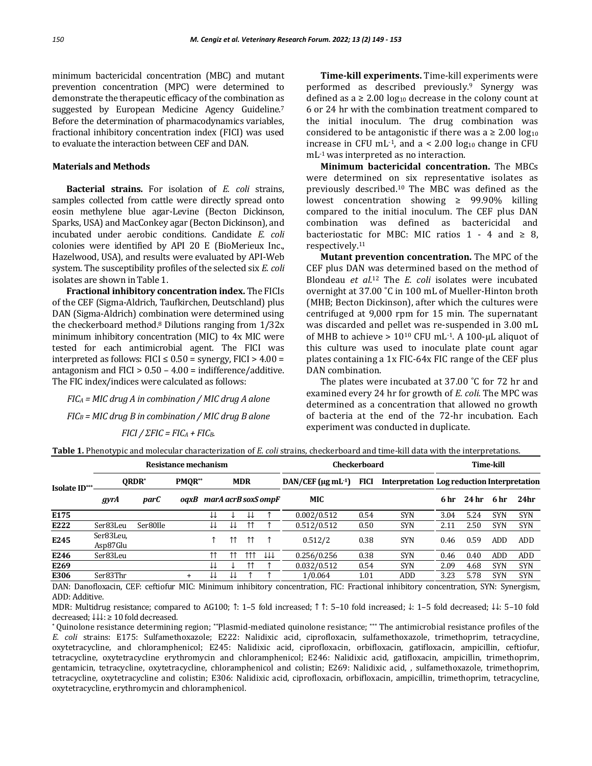minimum bactericidal concentration (MBC) and mutant prevention concentration (MPC) were determined to demonstrate the therapeutic efficacy of the combination as suggested by European Medicine Agency Guideline.[7] Before the determination of pharmacodynamics variables, fractional inhibitory concentration index (FICI) was used to evaluate the interaction between CEF and DAN.

## Materials and Methods

**Bacterial strains.** For isolation of *E. coli* strains, samples collected from cattle were directly spread onto eosin methylene blue agar-Levine (Becton Dickinson, Sparks, USA) and MacConkey agar (Becton Dickinson), and incubated under aerobic conditions. Candidate *E. coli* colonies were identified by API 20 E (BioMerieux Inc., Hazelwood, USA), and results were evaluated by API-Web system. The susceptibility profiles of the selected six *E. coli* isolates are shown in Table 1.

**Fractional inhibitory concentration index.** The FICIs of the CEF (Sigma-Aldrich, Taufkirchen, Deutschland) plus DAN (Sigma-Aldrich) combination were determined using the checkerboard method.[8] Dilutions ranging from 1/32x minimum inhibitory concentration (MIC) to 4x MIC were tested for each antimicrobial agent. The FICI was interpreted as follows: FICI ≤ 0.50 = synergy, FICI > 4.00 = antagonism and FICI > 0.50 – 4.00 = indifference/additive. The FIC index/indices were calculated as follows:

$$FIC_A = \text{MIC drug A in combination / MIC drug A alone}$$

$$FIC_B = \text{MIC drug B in combination / MIC drug B alone}$$

$$FICI / \Sigma FIC = FIC_A + FIC_B.$$

**Time-kill experiments.** Time-kill experiments were performed as described previously.[9] Synergy was defined as a ≥ 2.00 $\log_{10}$ decrease in the colony count at 6 or 24 hr with the combination treatment compared to the initial inoculum. The drug combination was considered to be antagonistic if there was a ≥ 2.00 $\log_{10}$ increase in CFU $mL^{-1}$, and a < 2.00 $\log_{10}$ change in CFU $mL^{-1}$ was interpreted as no interaction.

**Minimum bactericidal concentration.** The MBCs were determined on six representative isolates as previously described.[10] The MBC was defined as the lowest concentration showing ≥ 99.90% killing compared to the initial inoculum. The CEF plus DAN combination was defined as bactericidal and bacteriostatic for MBC: MIC ratios 1 - 4 and ≥ 8, respectively.[11]

**Mutant prevention concentration.** The MPC of the CEF plus DAN was determined based on the method of Blondeau *et al*.[12] The *E. coli* isolates were incubated overnight at 37.00 ˚C in 100 mL of Mueller-Hinton broth (MHB; Becton Dickinson), after which the cultures were centrifuged at 9,000 rpm for 15 min. The supernatant was discarded and pellet was re-suspended in 3.00 mL of MHB to achieve > $10^{10}$ CFU $mL^{-1}$. A 100-µL aliquot of this culture was used to inoculate plate count agar plates containing a 1x FIC-64x FIC range of the CEF plus DAN combination.

The plates were incubated at 37.00 ˚C for 72 hr and examined every 24 hr for growth of *E. coli*. The MPC was determined as a concentration that allowed no growth of bacteria at the end of the 72-hr incubation. Each experiment was conducted in duplicate.

**Table 1.** Phenotypic and molecular characterization of *E. coli* strains, checkerboard and time-kill data with the interpretations.

| Isolate ID*** | Resistance mechanism | | | | | | | Checkerboard | | | Time-kill | | | |
|---|---|---|---|---|---|---|---|---|---|---|---|---|---|---|
| | QRDR* | | PMQR** | MDR | | | | DAN/CEF (µg $mL^{-1}$) | FICI | Interpretation | Log reduction | | Interpretation | |
| | *gyrA* | *parC* | *oqxB* | *marA* | *acrB* | *soxS* | *ompF* | MIC | | | 6 hr | 24 hr | 6 hr | 24hr |
| **E175** | | | | ↓↓ | ↓ | ↓↓ | ↑ | 0.002/0.512 | 0.54 | SYN | 3.04 | 5.24 | SYN | SYN |
| **E222** | Ser83Leu | Ser80Ile | | ↓↓ | ↓↓ | ↑↑ | ↑ | 0.512/0.512 | 0.50 | SYN | 2.11 | 2.50 | SYN | SYN |
| **E245** | Ser83Leu, Asp87Glu | | | ↑ | ↑↑ | ↑↑ | ↑ | 0.512/2 | 0.38 | SYN | 0.46 | 0.59 | ADD | ADD |
| **E246** | Ser83Leu | | | ↑↑ | ↑↑ | ↑↑↑ | ↓↓↓ | 0.256/0.256 | 0.38 | SYN | 0.46 | 0.40 | ADD | ADD |
| **E269** | | | | ↓↓ | ↓ | ↑↑ | ↑ | 0.032/0.512 | 0.54 | SYN | 2.09 | 4.68 | SYN | SYN |
| **E306** | Ser83Thr | | + | ↓↓ | ↓↓ | ↑ | ↑ | 1/0.064 | 1.01 | ADD | 3.23 | 5.78 | SYN | SYN |

DAN: Danofloxacin, CEF: ceftiofur MIC: Minimum inhibitory concentration, FIC: Fractional inhibitory concentration, SYN: Synergism, ADD: Additive.

MDR: Multidrug resistance; compared to AG100; ↑: 1–5 fold increased; ↑↑: 5–10 fold increased; ↓: 1–5 fold decreased; ↓↓: 5–10 fold decreased; ↓↓↓: ≥ 10 fold decreased.

\* Quinolone resistance determining region; ** Plasmid-mediated quinolone resistance; *** The antimicrobial resistance profiles of the *E. coli* strains: E175: Sulfamethoxazole; E222: Nalidixic acid, ciprofloxacin, sulfamethoxazole, trimethoprim, tetracycline, oxytetracycline, and chloramphenicol; E245: Nalidixic acid, ciprofloxacin, orbifloxacin, gatifloxacin, ampicillin, ceftiofur, tetracycline, oxytetracycline erythromycin and chloramphenicol; E246: Nalidixic acid, gatifloxacin, ampicillin, trimethoprim, gentamicin, tetracycline, oxytetracycline, chloramphenicol and colistin; E269: Nalidixic acid, , sulfamethoxazole, trimethoprim, tetracycline, oxytetracycline and colistin; E306: Nalidixic acid, ciprofloxacin, orbifloxacin, ampicillin, trimethoprim, tetracycline, oxytetracycline, erythromycin and chloramphenicol.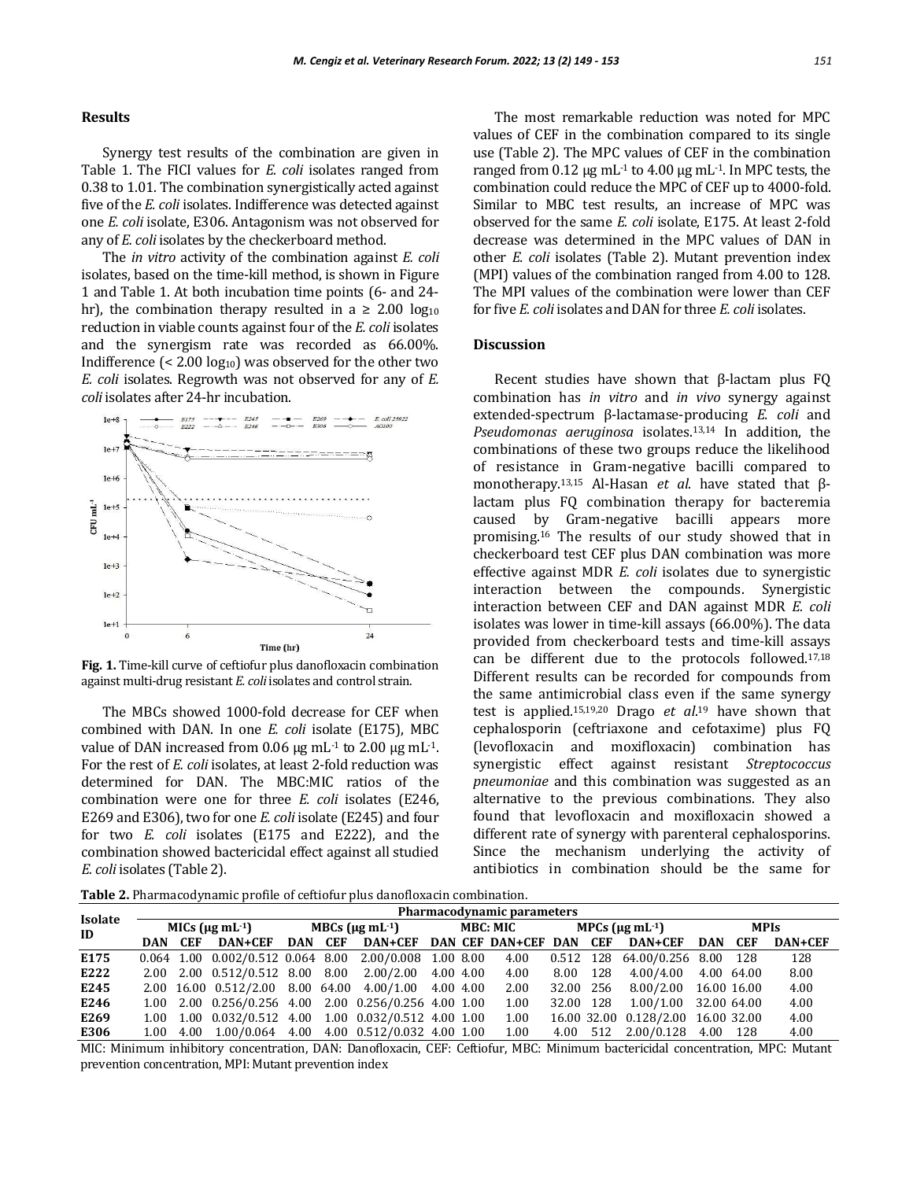## Results

Synergy test results of the combination are given in Table 1. The FICI values for *E. coli* isolates ranged from 0.38 to 1.01. The combination synergistically acted against five of the *E. coli* isolates. Indifference was detected against one *E. coli* isolate, E306. Antagonism was not observed for any of *E. coli* isolates by the checkerboard method.

The *in vitro* activity of the combination against *E. coli* isolates, based on the time-kill method, is shown in Figure 1 and Table 1. At both incubation time points (6- and 24-hr), the combination therapy resulted in a $\geq$ 2.00 $\log_{10}$ reduction in viable counts against four of the *E. coli* isolates and the synergism rate was recorded as 66.00%. Indifference (< 2.00 $\log_{10}$) was observed for the other two *E. coli* isolates. Regrowth was not observed for any of *E. coli* isolates after 24-hr incubation.

**Fig. 1.** Time-kill curve of ceftiofur plus danofloxacin combination against multi-drug resistant *E. coli* isolates and control strain.

The MBCs showed 1000-fold decrease for CEF when combined with DAN. In one *E. coli* isolate (E175), MBC value of DAN increased from 0.06 μg mL$^{-1}$ to 2.00 μg mL$^{-1}$. For the rest of *E. coli* isolates, at least 2-fold reduction was determined for DAN. The MBC:MIC ratios of the combination were one for three *E. coli* isolates (E246, E269 and E306), two for one *E. coli* isolate (E245) and four for two *E. coli* isolates (E175 and E222), and the combination showed bactericidal effect against all studied *E. coli* isolates (Table 2).

The most remarkable reduction was noted for MPC values of CEF in the combination compared to its single use (Table 2). The MPC values of CEF in the combination ranged from 0.12 μg mL$^{-1}$ to 4.00 μg mL$^{-1}$. In MPC tests, the combination could reduce the MPC of CEF up to 4000-fold. Similar to MBC test results, an increase of MPC was observed for the same *E. coli* isolate, E175. At least 2-fold decrease was determined in the MPC values of DAN in other *E. coli* isolates (Table 2). Mutant prevention index (MPI) values of the combination ranged from 4.00 to 128. The MPI values of the combination were lower than CEF for five *E. coli* isolates and DAN for three *E. coli* isolates.

## Discussion

Recent studies have shown that β-lactam plus FQ combination has *in vitro* and *in vivo* synergy against extended-spectrum β-lactamase-producing *E. coli* and *Pseudomonas aeruginosa* isolates.[13,14] In addition, the combinations of these two groups reduce the likelihood of resistance in Gram-negative bacilli compared to monotherapy.[13,15] Al-Hasan *et al*. have stated that β-lactam plus FQ combination therapy for bacteremia caused by Gram-negative bacilli appears more promising.[16] The results of our study showed that in checkerboard test CEF plus DAN combination was more effective against MDR *E. coli* isolates due to synergistic interaction between the compounds. Synergistic interaction between CEF and DAN against MDR *E. coli* isolates was lower in time-kill assays (66.00%). The data provided from checkerboard tests and time-kill assays can be different due to the protocols followed.[17,18] Different results can be recorded for compounds from the same antimicrobial class even if the same synergy test is applied.[15,19,20] Drago *et al*.[19] have shown that cephalosporin (ceftriaxone and cefotaxime) plus FQ (levofloxacin and moxifloxacin) combination has synergistic effect against resistant *Streptococcus pneumoniae* and this combination was suggested as an alternative to the previous combinations. They also found that levofloxacin and moxifloxacin showed a different rate of synergy with parenteral cephalosporins. Since the mechanism underlying the activity of antibiotics in combination should be the same for

**Table 2.** Pharmacodynamic profile of ceftiofur plus danofloxacin combination.

| Isolate ID | Pharmacodynamic parameters | | | | | | | | | | | | | | |
|---|---|---|---|---|---|---|---|---|---|---|---|---|---|---|---|
| | MICs (μg mL$^{-1}$) | | | MBCs (μg mL$^{-1}$) | | | MBC: MIC | | | MPCs (μg mL$^{-1}$) | | | MPIs | | |
| | DAN | CEF | DAN+CEF | DAN | CEF | DAN+CEF | DAN | CEF | DAN+CEF | DAN | CEF | DAN+CEF | DAN | CEF | DAN+CEF |
| **E175** | 0.064 | 1.00 | 0.002/0.512 | 0.064 | 8.00 | 2.00/0.008 | 1.00 | 8.00 | 4.00 | 0.512 | 128 | 64.00/0.256 | 8.00 | 128 | 128 |
| **E222** | 2.00 | 2.00 | 0.512/0.512 | 8.00 | 8.00 | 2.00/2.00 | 4.00 | 4.00 | 4.00 | 8.00 | 128 | 4.00/4.00 | 4.00 | 64.00 | 8.00 |
| **E245** | 2.00 | 16.00 | 0.512/2.00 | 8.00 | 64.00 | 4.00/1.00 | 4.00 | 4.00 | 2.00 | 32.00 | 256 | 8.00/2.00 | 16.00 | 16.00 | 4.00 |
| **E246** | 1.00 | 2.00 | 0.256/0.256 | 4.00 | 2.00 | 0.256/0.256 | 4.00 | 1.00 | 1.00 | 32.00 | 128 | 1.00/1.00 | 32.00 | 64.00 | 4.00 |
| **E269** | 1.00 | 1.00 | 0.032/0.512 | 4.00 | 1.00 | 0.032/0.512 | 4.00 | 1.00 | 1.00 | 16.00 | 32.00 | 0.128/2.00 | 16.00 | 32.00 | 4.00 |
| **E306** | 1.00 | 4.00 | 1.00/0.064 | 4.00 | 4.00 | 0.512/0.032 | 4.00 | 1.00 | 1.00 | 4.00 | 512 | 2.00/0.128 | 4.00 | 128 | 4.00 |

MIC: Minimum inhibitory concentration, DAN: Danofloxacin, CEF: Ceftiofur, MBC: Minimum bactericidal concentration, MPC: Mutant prevention concentration, MPI: Mutant prevention index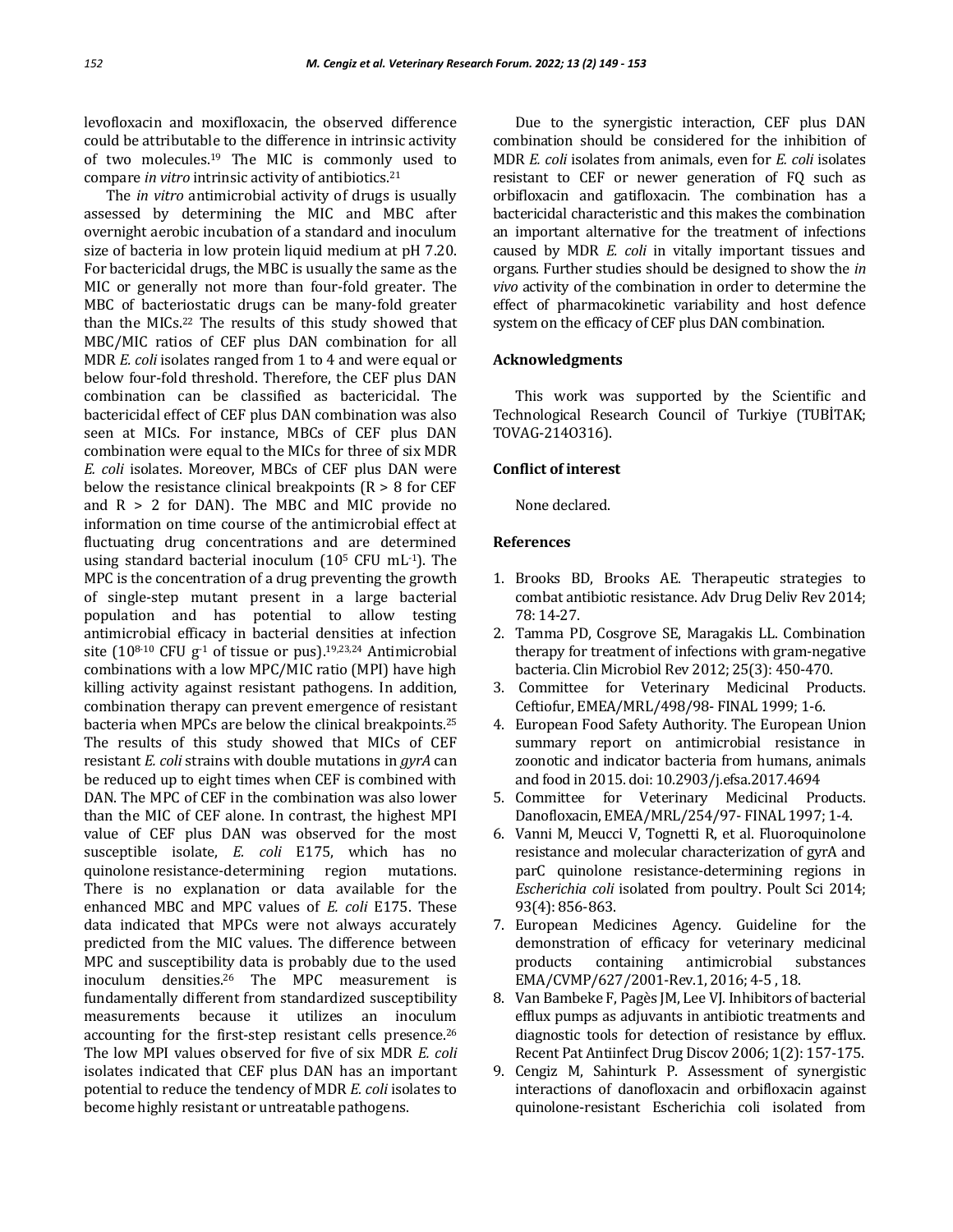levofloxacin and moxifloxacin, the observed difference could be attributable to the difference in intrinsic activity of two molecules.[19] The MIC is commonly used to compare *in vitro* intrinsic activity of antibiotics.[21]

The *in vitro* antimicrobial activity of drugs is usually assessed by determining the MIC and MBC after overnight aerobic incubation of a standard and inoculum size of bacteria in low protein liquid medium at pH 7.20. For bactericidal drugs, the MBC is usually the same as the MIC or generally not more than four-fold greater. The MBC of bacteriostatic drugs can be many-fold greater than the MICs.[22] The results of this study showed that MBC/MIC ratios of CEF plus DAN combination for all MDR *E. coli* isolates ranged from 1 to 4 and were equal or below four-fold threshold. Therefore, the CEF plus DAN combination can be classified as bactericidal. The bactericidal effect of CEF plus DAN combination was also seen at MICs. For instance, MBCs of CEF plus DAN combination were equal to the MICs for three of six MDR *E. coli* isolates. Moreover, MBCs of CEF plus DAN were below the resistance clinical breakpoints ($R > 8$ for CEF and $R > 2$ for DAN). The MBC and MIC provide no information on time course of the antimicrobial effect at fluctuating drug concentrations and are determined using standard bacterial inoculum ($10^5$ CFU $mL^{-1}$). The MPC is the concentration of a drug preventing the growth of single-step mutant present in a large bacterial population and has potential to allow testing antimicrobial efficacy in bacterial densities at infection site ($10^{8-10}$ CFU $g^{-1}$ of tissue or pus).[19,23,24] Antimicrobial combinations with a low MPC/MIC ratio (MPI) have high killing activity against resistant pathogens. In addition, combination therapy can prevent emergence of resistant bacteria when MPCs are below the clinical breakpoints.[25] The results of this study showed that MICs of CEF resistant *E. coli* strains with double mutations in *gyrA* can be reduced up to eight times when CEF is combined with DAN. The MPC of CEF in the combination was also lower than the MIC of CEF alone. In contrast, the highest MPI value of CEF plus DAN was observed for the most susceptible isolate, *E. coli* E175, which has no quinolone resistance-determining region mutations. There is no explanation or data available for the enhanced MBC and MPC values of *E. coli* E175. These data indicated that MPCs were not always accurately predicted from the MIC values. The difference between MPC and susceptibility data is probably due to the used inoculum densities.[26] The MPC measurement is fundamentally different from standardized susceptibility measurements because it utilizes an inoculum accounting for the first-step resistant cells presence.[26] The low MPI values observed for five of six MDR *E. coli* isolates indicated that CEF plus DAN has an important potential to reduce the tendency of MDR *E. coli* isolates to become highly resistant or untreatable pathogens.

Due to the synergistic interaction, CEF plus DAN combination should be considered for the inhibition of MDR *E. coli* isolates from animals, even for *E. coli* isolates resistant to CEF or newer generation of FQ such as orbifloxacin and gatifloxacin. The combination has a bactericidal characteristic and this makes the combination an important alternative for the treatment of infections caused by MDR *E. coli* in vitally important tissues and organs. Further studies should be designed to show the *in vivo* activity of the combination in order to determine the effect of pharmacokinetic variability and host defence system on the efficacy of CEF plus DAN combination.

## Acknowledgments

This work was supported by the Scientific and Technological Research Council of Turkiye (TUBİTAK; TOVAG-214O316).

## Conflict of interest

None declared.

## References

1. Brooks BD, Brooks AE. Therapeutic strategies to combat antibiotic resistance. Adv Drug Deliv Rev 2014; 78: 14-27.
2. Tamma PD, Cosgrove SE, Maragakis LL. Combination therapy for treatment of infections with gram-negative bacteria. Clin Microbiol Rev 2012; 25(3): 450-470.
3. Committee for Veterinary Medicinal Products. Ceftiofur, EMEA/MRL/498/98- FINAL 1999; 1-6.
4. European Food Safety Authority. The European Union summary report on antimicrobial resistance in zoonotic and indicator bacteria from humans, animals and food in 2015. doi: 10.2903/j.efsa.2017.4694
5. Committee for Veterinary Medicinal Products. Danofloxacin, EMEA/MRL/254/97- FINAL 1997; 1-4.
6. Vanni M, Meucci V, Tognetti R, et al. Fluoroquinolone resistance and molecular characterization of gyrA and parC quinolone resistance-determining regions in *Escherichia coli* isolated from poultry. Poult Sci 2014; 93(4): 856-863.
7. European Medicines Agency. Guideline for the demonstration of efficacy for veterinary medicinal products containing antimicrobial substances EMA/CVMP/627/2001-Rev.1, 2016; 4-5 , 18.
8. Van Bambeke F, Pagès JM, Lee VJ. Inhibitors of bacterial efflux pumps as adjuvants in antibiotic treatments and diagnostic tools for detection of resistance by efflux. Recent Pat Antiinfect Drug Discov 2006; 1(2): 157-175.
9. Cengiz M, Sahinturk P. Assessment of synergistic interactions of danofloxacin and orbifloxacin against quinolone-resistant Escherichia coli isolated from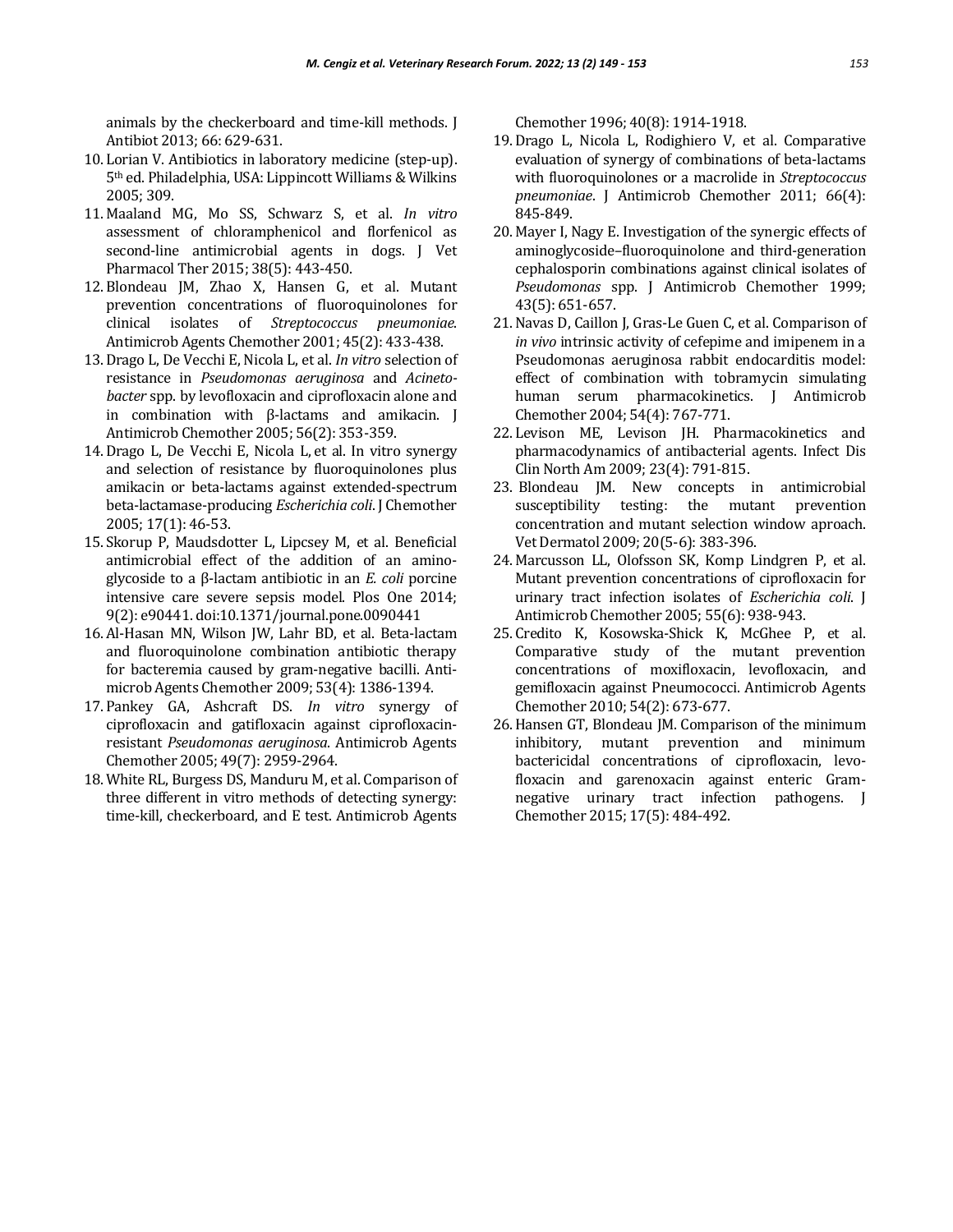animals by the checkerboard and time-kill methods. J Antibiot 2013; 66: 629-631.

10. Lorian V. Antibiotics in laboratory medicine (step-up). 5th ed. Philadelphia, USA: Lippincott Williams & Wilkins 2005; 309.
11. Maaland MG, Mo SS, Schwarz S, et al. *In vitro* assessment of chloramphenicol and florfenicol as second-line antimicrobial agents in dogs. J Vet Pharmacol Ther 2015; 38(5): 443-450.
12. Blondeau JM, Zhao X, Hansen G, et al. Mutant prevention concentrations of fluoroquinolones for clinical isolates of *Streptococcus pneumoniae*. Antimicrob Agents Chemother 2001; 45(2): 433-438.
13. Drago L, De Vecchi E, Nicola L, et al. *In vitro* selection of resistance in *Pseudomonas aeruginosa* and *Acinetobacter* spp. by levofloxacin and ciprofloxacin alone and in combination with β-lactams and amikacin. J Antimicrob Chemother 2005; 56(2): 353-359.
14. Drago L, De Vecchi E, Nicola L, et al. In vitro synergy and selection of resistance by fluoroquinolones plus amikacin or beta-lactams against extended-spectrum beta-lactamase-producing *Escherichia coli*. J Chemother 2005; 17(1): 46-53.
15. Skorup P, Maudsdotter L, Lipcsey M, et al. Beneficial antimicrobial effect of the addition of an aminoglycoside to a β-lactam antibiotic in an *E. coli* porcine intensive care severe sepsis model. Plos One 2014; 9(2): e90441. doi:10.1371/journal.pone.0090441
16. Al-Hasan MN, Wilson JW, Lahr BD, et al. Beta-lactam and fluoroquinolone combination antibiotic therapy for bacteremia caused by gram-negative bacilli. Antimicrob Agents Chemother 2009; 53(4): 1386-1394.
17. Pankey GA, Ashcraft DS. *In vitro* synergy of ciprofloxacin and gatifloxacin against ciprofloxacin-resistant *Pseudomonas aeruginosa*. Antimicrob Agents Chemother 2005; 49(7): 2959-2964.
18. White RL, Burgess DS, Manduru M, et al. Comparison of three different in vitro methods of detecting synergy: time-kill, checkerboard, and E test. Antimicrob Agents Chemother 1996; 40(8): 1914-1918.
19. Drago L, Nicola L, Rodighiero V, et al. Comparative evaluation of synergy of combinations of beta-lactams with fluoroquinolones or a macrolide in *Streptococcus pneumoniae*. J Antimicrob Chemother 2011; 66(4): 845-849.
20. Mayer I, Nagy E. Investigation of the synergic effects of aminoglycoside–fluoroquinolone and third-generation cephalosporin combinations against clinical isolates of *Pseudomonas* spp. J Antimicrob Chemother 1999; 43(5): 651-657.
21. Navas D, Caillon J, Gras-Le Guen C, et al. Comparison of *in vivo* intrinsic activity of cefepime and imipenem in a Pseudomonas aeruginosa rabbit endocarditis model: effect of combination with tobramycin simulating human serum pharmacokinetics. J Antimicrob Chemother 2004; 54(4): 767-771.
22. Levison ME, Levison JH. Pharmacokinetics and pharmacodynamics of antibacterial agents. Infect Dis Clin North Am 2009; 23(4): 791-815.
23. Blondeau JM. New concepts in antimicrobial susceptibility testing: the mutant prevention concentration and mutant selection window aproach. Vet Dermatol 2009; 20(5-6): 383-396.
24. Marcusson LL, Olofsson SK, Komp Lindgren P, et al. Mutant prevention concentrations of ciprofloxacin for urinary tract infection isolates of *Escherichia coli*. J Antimicrob Chemother 2005; 55(6): 938-943.
25. Credito K, Kosowska-Shick K, McGhee P, et al. Comparative study of the mutant prevention concentrations of moxifloxacin, levofloxacin, and gemifloxacin against Pneumococci. Antimicrob Agents Chemother 2010; 54(2): 673-677.
26. Hansen GT, Blondeau JM. Comparison of the minimum inhibitory, mutant prevention and minimum bactericidal concentrations of ciprofloxacin, levofloxacin and garenoxacin against enteric Gram-negative urinary tract infection pathogens. J Chemother 2015; 17(5): 484-492.